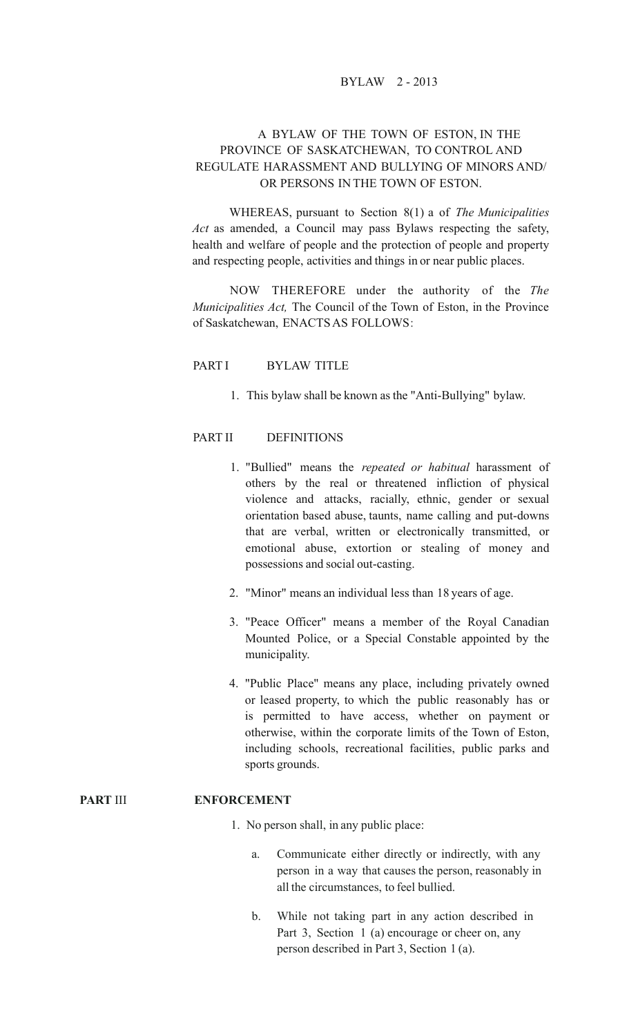BYLAW 2 - 2013

# A BYLAW OF THE TOWN OF ESTON, IN THE PROVINCE OF SASKATCHEWAN, TO CONTROL AND REGULATE HARASSMENT AND BULLYING OF MINORS AND/ OR PERSONS IN THE TOWN OF ESTON.

WHEREAS, pursuant to Section 8(1) a of *The Municipalities Act* as amended, a Council may pass Bylaws respecting the safety, health and welfare of people and the protection of people and property and respecting people, activities and things in or near public places.

NOW THEREFORE under the authority of the *The Municipalities Act,* The Council of the Town of Eston, in the Province of Saskatchewan, ENACTS AS FOLLOWS:

## PART I BYLAW TITLE

1. This bylaw shall be known as the "Anti-Bullying" bylaw.

## PART II DEFINITIONS

1. "Bullied" means the *repeated or habitual* harassment of others by the real or threatened infliction of physical violence and attacks, racially, ethnic, gender or sexual orientation based abuse, taunts, name calling and put-downs that are verbal, written or electronically transmitted, or emotional abuse, extortion or stealing of money and possessions and social out-casting.
2. "Minor" means an individual less than 18 years of age.
3. "Peace Officer" means a member of the Royal Canadian Mounted Police, or a Special Constable appointed by the municipality.
4. "Public Place" means any place, including privately owned or leased property, to which the public reasonably has or is permitted to have access, whether on payment or otherwise, within the corporate limits of the Town of Eston, including schools, recreational facilities, public parks and sports grounds.

## **PART** III **ENFORCEMENT**

1. No person shall, in any public place:
   a. Communicate either directly or indirectly, with any person in a way that causes the person, reasonably in all the circumstances, to feel bullied.
   b. While not taking part in any action described in Part 3, Section 1 (a) encourage or cheer on, any person described in Part 3, Section 1 (a).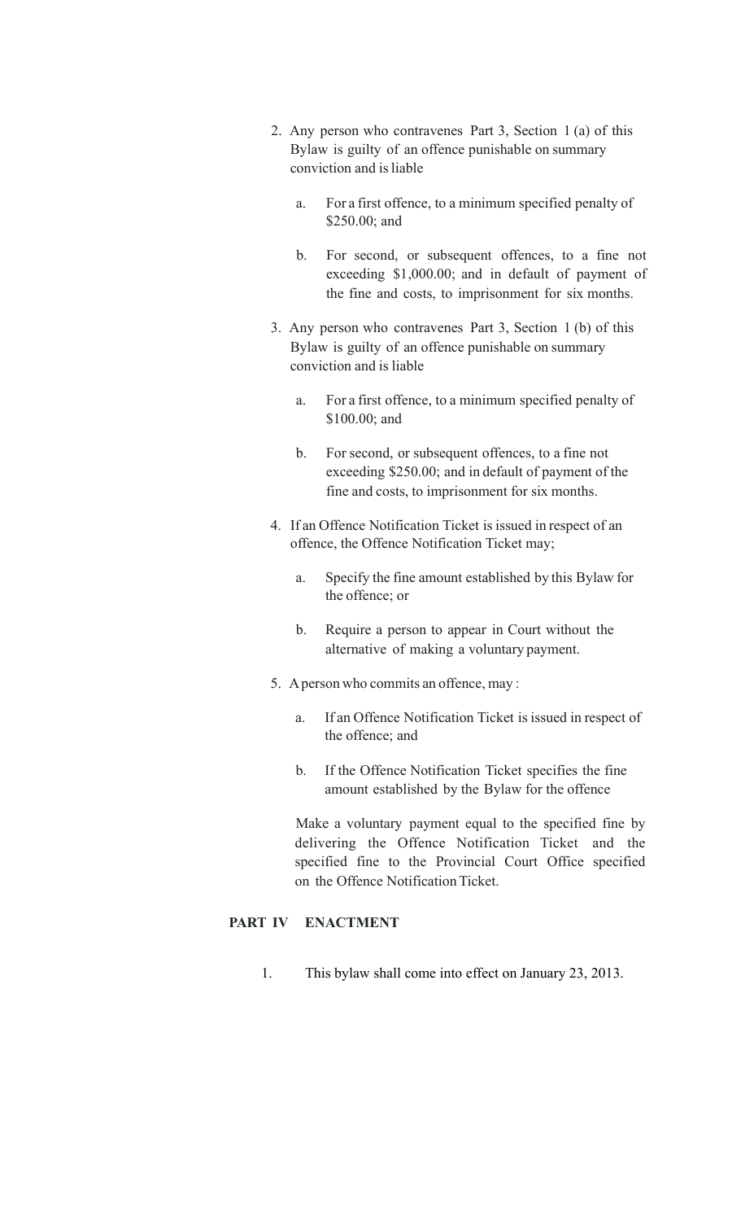2. Any person who contravenes Part 3, Section 1 (a) of this Bylaw is guilty of an offence punishable on summary conviction and is liable

   a. For a first offence, to a minimum specified penalty of $250.00; and

   b. For second, or subsequent offences, to a fine not exceeding $1,000.00; and in default of payment of the fine and costs, to imprisonment for six months.

3. Any person who contravenes Part 3, Section 1 (b) of this Bylaw is guilty of an offence punishable on summary conviction and is liable

   a. For a first offence, to a minimum specified penalty of $100.00; and

   b. For second, or subsequent offences, to a fine not exceeding $250.00; and in default of payment of the fine and costs, to imprisonment for six months.

4. If an Offence Notification Ticket is issued in respect of an offence, the Offence Notification Ticket may;

   a. Specify the fine amount established by this Bylaw for the offence; or

   b. Require a person to appear in Court without the alternative of making a voluntary payment.

5. A person who commits an offence, may :

   a. If an Offence Notification Ticket is issued in respect of the offence; and

   b. If the Offence Notification Ticket specifies the fine amount established by the Bylaw for the offence

   Make a voluntary payment equal to the specified fine by delivering the Offence Notification Ticket and the specified fine to the Provincial Court Office specified on the Offence Notification Ticket.

## PART IV ENACTMENT

1. This bylaw shall come into effect on January 23, 2013.